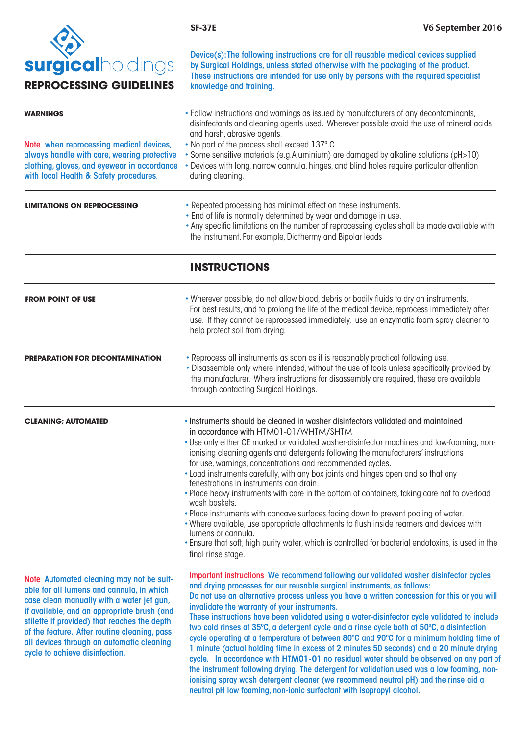SF-37E

V6 September 2016

**surgicalholdings**

# REPROCESSING GUIDELINES

**Device(s): The following instructions are for all reusable medical devices supplied by Surgical Holdings, unless stated otherwise with the packaging of the product. These instructions are intended for use only by persons with the required specialist knowledge and training.**

## WARNINGS

- Follow instructions and warnings as issued by manufacturers of any decontaminants, disinfectants and cleaning agents used. Wherever possible avoid the use of mineral acids and harsh, abrasive agents.
- No part of the process shall exceed 137° C.
- Some sensitive materials (e.g. Aluminium) are damaged by alkaline solutions (pH>10)
- Devices with long, narrow cannula, hinges, and blind holes require particular attention during cleaning.

**Note** when reprocessing medical devices, always handle with care, wearing protective clothing, gloves, and eyewear in accordance with local Health & Safety procedures.

## LIMITATIONS ON REPROCESSING

- Repeated processing has minimal effect on these instruments.
- End of life is normally determined by wear and damage in use.
- Any specific limitations on the number of reprocessing cycles shall be made available with the instrument. For example, Diathermy and Bipolar leads

## INSTRUCTIONS

### FROM POINT OF USE

- Wherever possible, do not allow blood, debris or bodily fluids to dry on instruments. For best results, and to prolong the life of the medical device, reprocess immediately after use. If they cannot be reprocessed immediately, use an enzymatic foam spray cleaner to help protect soil from drying.

### PREPARATION FOR DECONTAMINATION

- Reprocess all instruments as soon as it is reasonably practical following use.
- Disassemble only where intended, without the use of tools unless specifically provided by the manufacturer. Where instructions for disassembly are required, these are available through contacting Surgical Holdings.

### CLEANING; AUTOMATED

- Instruments should be cleaned in washer disinfectors validated and maintained in accordance with HTM01-01/WHTM/SHTM
- Use only either CE marked or validated washer-disinfector machines and low-foaming, non-ionising cleaning agents and detergents following the manufacturers' instructions for use, warnings, concentrations and recommended cycles.
- Load instruments carefully, with any box joints and hinges open and so that any fenestrations in instruments can drain.
- Place heavy instruments with care in the bottom of containers, taking care not to overload wash baskets.
- Place instruments with concave surfaces facing down to prevent pooling of water.
- Where available, use appropriate attachments to flush inside reamers and devices with lumens or cannula.
- Ensure that soft, high purity water, which is controlled for bacterial endotoxins, is used in the final rinse stage.

**Note** Automated cleaning may not be suitable for all lumens and cannula, in which case clean manually with a water jet gun, if available, and an appropriate brush (and stilette if provided) that reaches the depth of the feature. After routine cleaning, pass all devices through an automatic cleaning cycle to achieve disinfection.

**Important instructions** We recommend following our validated washer disinfector cycles and drying processes for our reusable surgical instruments, as follows:
Do not use an alternative process unless you have a written concession for this or you will invalidate the warranty of your instruments.
These instructions have been validated using a water-disinfector cycle validated to include two cold rinses at 35ºC, a detergent cycle and a rinse cycle both at 50ºC, a disinfection cycle operating at a temperature of between 80ºC and 90ºC for a minimum holding time of 1 minute (actual holding time in excess of 2 minutes 50 seconds) and a 20 minute drying cycle. In accordance with **HTM01-01** no residual water should be observed on any part of the instrument following drying. The detergent for validation used was a low foaming, non-ionising spray wash detergent cleaner (we recommend neutral pH) and the rinse aid a neutral pH low foaming, non-ionic surfactant with isopropyl alcohol.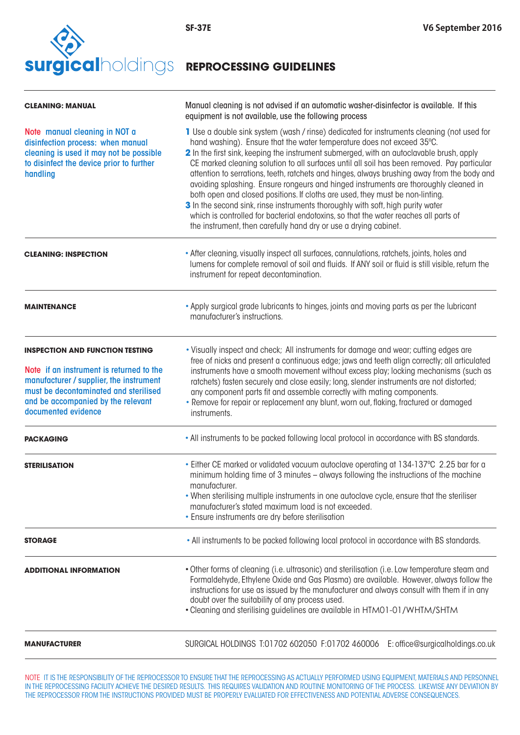SF-37E

V6 September 2016

surgicalholdings

# REPROCESSING GUIDELINES

| | |
|---|---|
| **CLEANING: MANUAL**<br><br>Note manual cleaning in NOT a disinfection process: when manual cleaning is used it may not be possible to disinfect the device prior to further handling | Manual cleaning is not advised if an automatic washer-disinfector is available. If this equipment is not available, use the following process<br><br>**1** Use a double sink system (wash / rinse) dedicated for instruments cleaning (not used for hand washing). Ensure that the water temperature does not exceed 35ºC.<br>**2** In the first sink, keeping the instrument submerged, with an autoclavable brush, apply CE marked cleaning solution to all surfaces until all soil has been removed. Pay particular attention to serrations, teeth, ratchets and hinges, always brushing away from the body and avoiding splashing. Ensure rongeurs and hinged instruments are thoroughly cleaned in both open and closed positions. If cloths are used, they must be non-linting.<br>**3** In the second sink, rinse instruments thoroughly with soft, high purity water which is controlled for bacterial endotoxins, so that the water reaches all parts of the instrument, then carefully hand dry or use a drying cabinet. |
| **CLEANING: INSPECTION** | • After cleaning, visually inspect all surfaces, cannulations, ratchets, joints, holes and lumens for complete removal of soil and fluids. If ANY soil or fluid is still visible, return the instrument for repeat decontamination. |
| **MAINTENANCE** | • Apply surgical grade lubricants to hinges, joints and moving parts as per the lubricant manufacturer's instructions. |
| **INSPECTION AND FUNCTION TESTING**<br><br>Note if an instrument is returned to the manufacturer / supplier, the instrument must be decontaminated and sterilised and be accompanied by the relevant documented evidence | • Visually inspect and check; All instruments for damage and wear; cutting edges are free of nicks and present a continuous edge; jaws and teeth align correctly; all articulated instruments have a smooth movement without excess play; locking mechanisms (such as ratchets) fasten securely and close easily; long, slender instruments are not distorted; any component parts fit and assemble correctly with mating components.<br>• Remove for repair or replacement any blunt, worn out, flaking, fractured or damaged instruments. |
| **PACKAGING** | • All instruments to be packed following local protocol in accordance with BS standards. |
| **STERILISATION** | • Either CE marked or validated vacuum autoclave operating at 134-137ºC 2.25 bar for a minimum holding time of 3 minutes – always following the instructions of the machine manufacturer.<br>• When sterilising multiple instruments in one autoclave cycle, ensure that the steriliser manufacturer's stated maximum load is not exceeded.<br>• Ensure instruments are dry before sterilisation |
| **STORAGE** | • All instruments to be packed following local protocol in accordance with BS standards. |
| **ADDITIONAL INFORMATION** | • Other forms of cleaning (i.e. ultrasonic) and sterilisation (i.e. Low temperature steam and Formaldehyde, Ethylene Oxide and Gas Plasma) are available. However, always follow the instructions for use as issued by the manufacturer and always consult with them if in any doubt over the suitability of any process used.<br>• Cleaning and sterilising guidelines are available in HTM01-01/WHTM/SHTM |
| **MANUFACTURER** | SURGICAL HOLDINGS T:01702 602050 F:01702 460006 E: office@surgicalholdings.co.uk |

NOTE IT IS THE RESPONSIBILITY OF THE REPROCESSOR TO ENSURE THAT THE REPROCESSING AS ACTUALLY PERFORMED USING EQUIPMENT, MATERIALS AND PERSONNEL IN THE REPROCESSING FACILITY ACHIEVE THE DESIRED RESULTS. THIS REQUIRES VALIDATION AND ROUTINE MONITORING OF THE PROCESS. LIKEWISE ANY DEVIATION BY THE REPROCESSOR FROM THE INSTRUCTIONS PROVIDED MUST BE PROPERLY EVALUATED FOR EFFECTIVENESS AND POTENTIAL ADVERSE CONSEQUENCES.